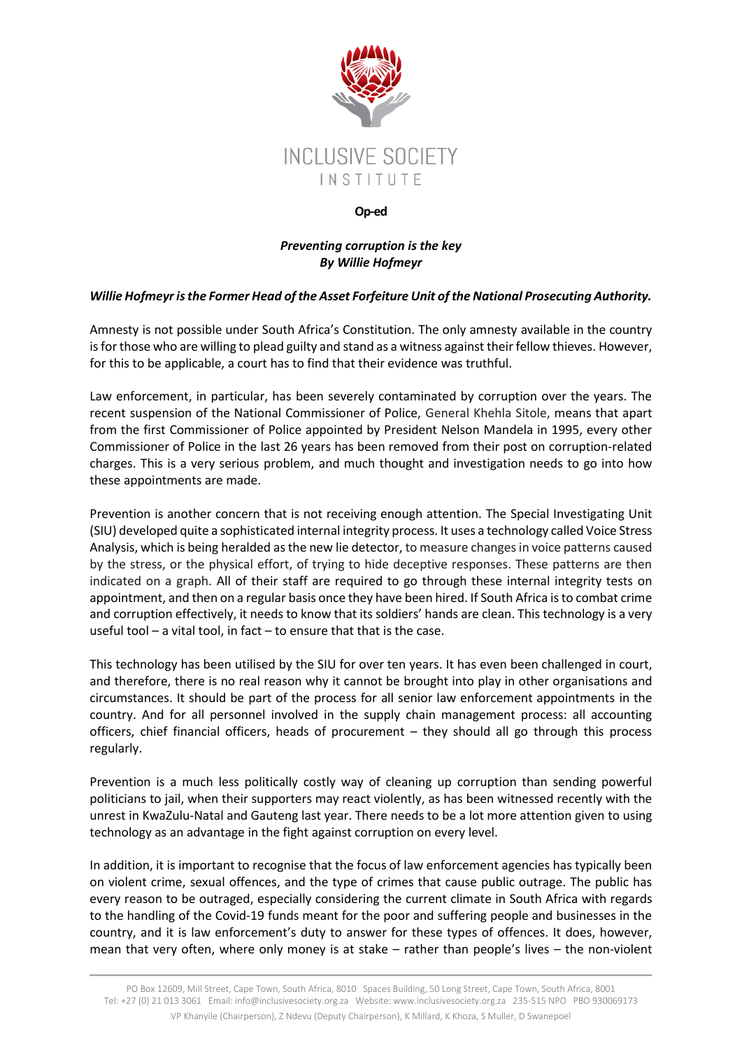INCLUSIVE SOCIETY INSTITUTE

**Op-ed**

***Preventing corruption is the key***
***By Willie Hofmeyr***

***Willie Hofmeyr is the Former Head of the Asset Forfeiture Unit of the National Prosecuting Authority.***

Amnesty is not possible under South Africa's Constitution. The only amnesty available in the country is for those who are willing to plead guilty and stand as a witness against their fellow thieves. However, for this to be applicable, a court has to find that their evidence was truthful.

Law enforcement, in particular, has been severely contaminated by corruption over the years. The recent suspension of the National Commissioner of Police, General Khehla Sitole, means that apart from the first Commissioner of Police appointed by President Nelson Mandela in 1995, every other Commissioner of Police in the last 26 years has been removed from their post on corruption-related charges. This is a very serious problem, and much thought and investigation needs to go into how these appointments are made.

Prevention is another concern that is not receiving enough attention. The Special Investigating Unit (SIU) developed quite a sophisticated internal integrity process. It uses a technology called Voice Stress Analysis, which is being heralded as the new lie detector, to measure changes in voice patterns caused by the stress, or the physical effort, of trying to hide deceptive responses. These patterns are then indicated on a graph. All of their staff are required to go through these internal integrity tests on appointment, and then on a regular basis once they have been hired. If South Africa is to combat crime and corruption effectively, it needs to know that its soldiers' hands are clean. This technology is a very useful tool – a vital tool, in fact – to ensure that that is the case.

This technology has been utilised by the SIU for over ten years. It has even been challenged in court, and therefore, there is no real reason why it cannot be brought into play in other organisations and circumstances. It should be part of the process for all senior law enforcement appointments in the country. And for all personnel involved in the supply chain management process: all accounting officers, chief financial officers, heads of procurement – they should all go through this process regularly.

Prevention is a much less politically costly way of cleaning up corruption than sending powerful politicians to jail, when their supporters may react violently, as has been witnessed recently with the unrest in KwaZulu-Natal and Gauteng last year. There needs to be a lot more attention given to using technology as an advantage in the fight against corruption on every level.

In addition, it is important to recognise that the focus of law enforcement agencies has typically been on violent crime, sexual offences, and the type of crimes that cause public outrage. The public has every reason to be outraged, especially considering the current climate in South Africa with regards to the handling of the Covid-19 funds meant for the poor and suffering people and businesses in the country, and it is law enforcement's duty to answer for these types of offences. It does, however, mean that very often, where only money is at stake – rather than people's lives – the non-violent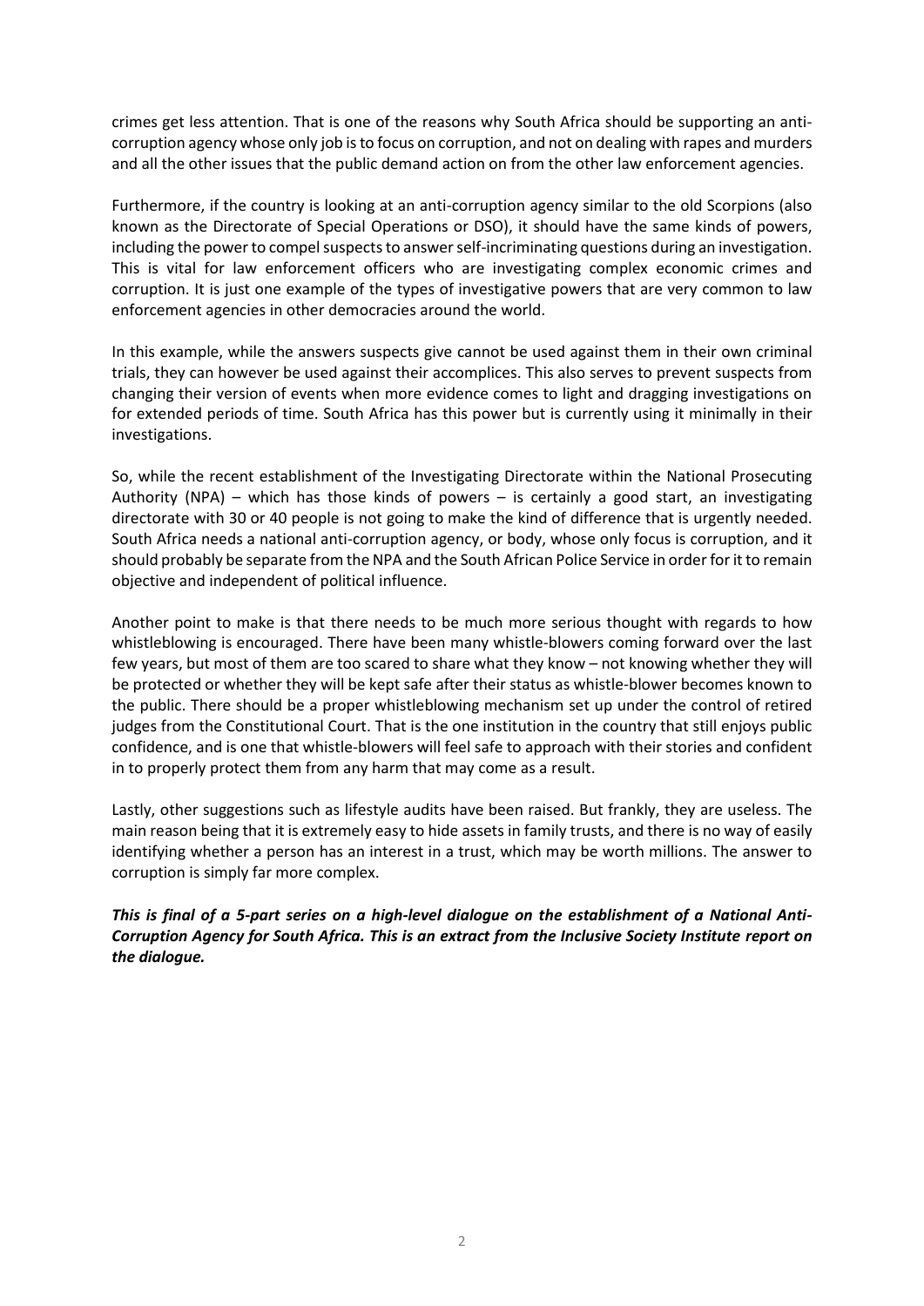crimes get less attention. That is one of the reasons why South Africa should be supporting an anti-corruption agency whose only job is to focus on corruption, and not on dealing with rapes and murders and all the other issues that the public demand action on from the other law enforcement agencies.

Furthermore, if the country is looking at an anti-corruption agency similar to the old Scorpions (also known as the Directorate of Special Operations or DSO), it should have the same kinds of powers, including the power to compel suspects to answer self-incriminating questions during an investigation. This is vital for law enforcement officers who are investigating complex economic crimes and corruption. It is just one example of the types of investigative powers that are very common to law enforcement agencies in other democracies around the world.

In this example, while the answers suspects give cannot be used against them in their own criminal trials, they can however be used against their accomplices. This also serves to prevent suspects from changing their version of events when more evidence comes to light and dragging investigations on for extended periods of time. South Africa has this power but is currently using it minimally in their investigations.

So, while the recent establishment of the Investigating Directorate within the National Prosecuting Authority (NPA) – which has those kinds of powers – is certainly a good start, an investigating directorate with 30 or 40 people is not going to make the kind of difference that is urgently needed. South Africa needs a national anti-corruption agency, or body, whose only focus is corruption, and it should probably be separate from the NPA and the South African Police Service in order for it to remain objective and independent of political influence.

Another point to make is that there needs to be much more serious thought with regards to how whistleblowing is encouraged. There have been many whistle-blowers coming forward over the last few years, but most of them are too scared to share what they know – not knowing whether they will be protected or whether they will be kept safe after their status as whistle-blower becomes known to the public. There should be a proper whistleblowing mechanism set up under the control of retired judges from the Constitutional Court. That is the one institution in the country that still enjoys public confidence, and is one that whistle-blowers will feel safe to approach with their stories and confident in to properly protect them from any harm that may come as a result.

Lastly, other suggestions such as lifestyle audits have been raised. But frankly, they are useless. The main reason being that it is extremely easy to hide assets in family trusts, and there is no way of easily identifying whether a person has an interest in a trust, which may be worth millions. The answer to corruption is simply far more complex.

***This is final of a 5-part series on a high-level dialogue on the establishment of a National Anti-Corruption Agency for South Africa. This is an extract from the Inclusive Society Institute report on the dialogue.***